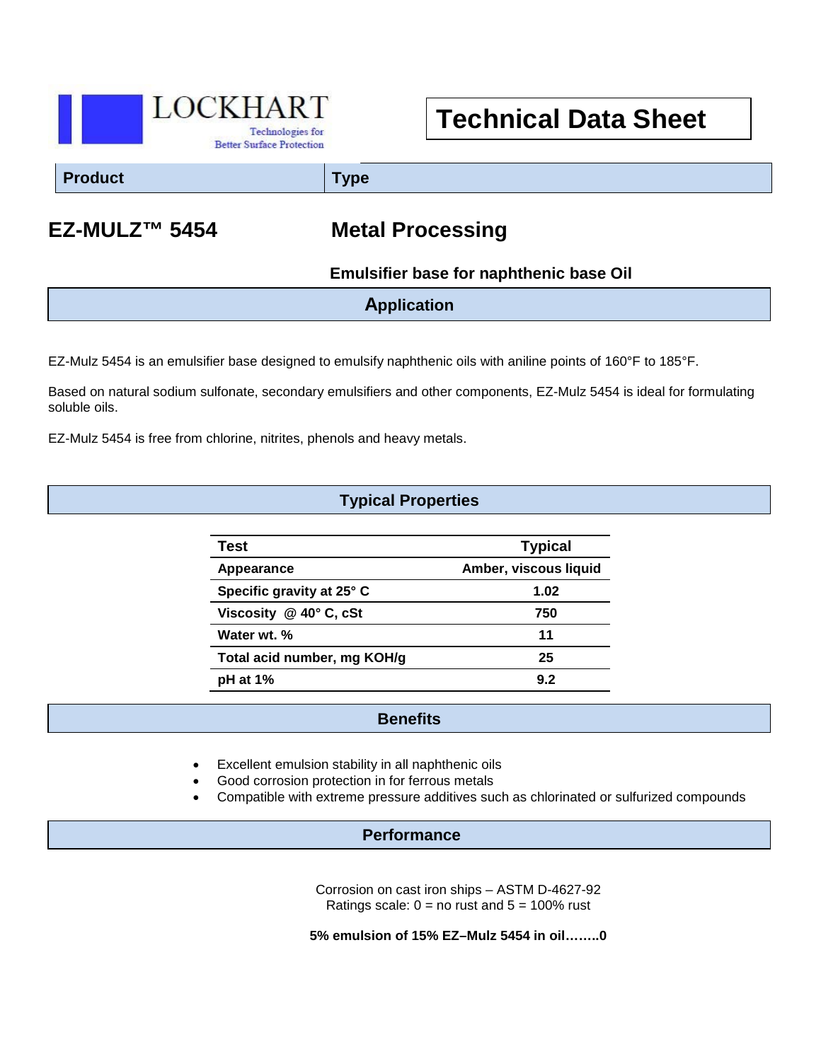LOCKHART

Technologies for Better Surface Protection

# Technical Data Sheet

| Product | Type |
|---|---|
| **EZ-MULZ™ 5454** | **Metal Processing** |
| | **Emulsifier base for naphthenic base Oil** |

## Application

EZ-Mulz 5454 is an emulsifier base designed to emulsify naphthenic oils with aniline points of 160°F to 185°F.

Based on natural sodium sulfonate, secondary emulsifiers and other components, EZ-Mulz 5454 is ideal for formulating soluble oils.

EZ-Mulz 5454 is free from chlorine, nitrites, phenols and heavy metals.

## Typical Properties

| Test | Typical |
|---|---|
| Appearance | Amber, viscous liquid |
| Specific gravity at 25° C | 1.02 |
| Viscosity @ 40° C, cSt | 750 |
| Water wt. % | 11 |
| Total acid number, mg KOH/g | 25 |
| pH at 1% | 9.2 |

## Benefits

- Excellent emulsion stability in all naphthenic oils
- Good corrosion protection in for ferrous metals
- Compatible with extreme pressure additives such as chlorinated or sulfurized compounds

## Performance

Corrosion on cast iron ships – ASTM D-4627-92
Ratings scale: 0 = no rust and 5 = 100% rust

**5% emulsion of 15% EZ–Mulz 5454 in oil……..0**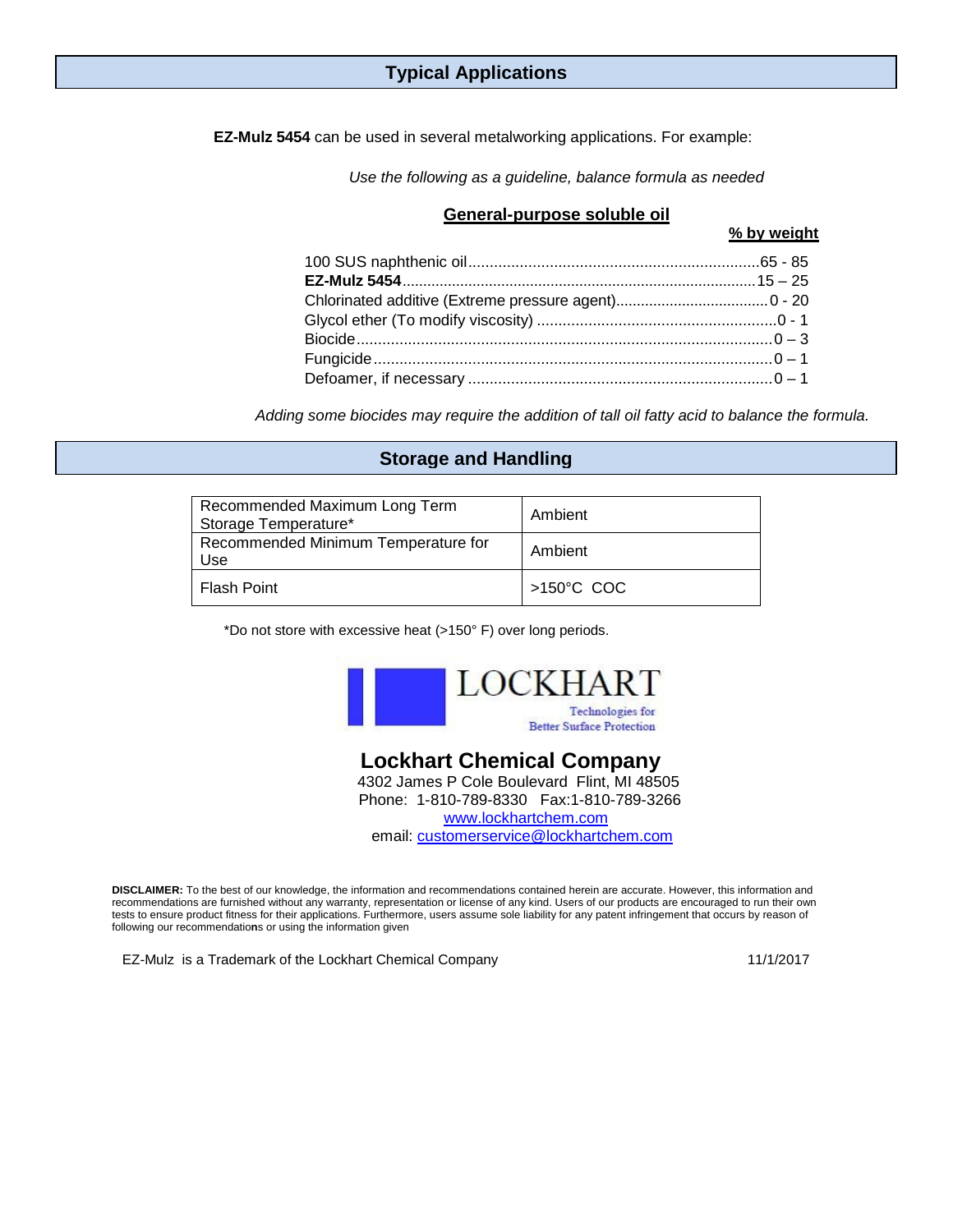## Typical Applications

**EZ-Mulz 5454** can be used in several metalworking applications. For example:

*Use the following as a guideline, balance formula as needed*

### General-purpose soluble oil

| | % by weight |
|---|---|
| 100 SUS naphthenic oil | 65 - 85 |
| **EZ-Mulz 5454** | 15 – 25 |
| Chlorinated additive (Extreme pressure agent) | 0 - 20 |
| Glycol ether (To modify viscosity) | 0 - 1 |
| Biocide | 0 – 3 |
| Fungicide | 0 – 1 |
| Defoamer, if necessary | 0 – 1 |

*Adding some biocides may require the addition of tall oil fatty acid to balance the formula.*

## Storage and Handling

| | |
|---|---|
| Recommended Maximum Long Term Storage Temperature* | Ambient |
| Recommended Minimum Temperature for Use | Ambient |
| Flash Point | >150°C COC |

*Do not store with excessive heat (>150° F) over long periods.

LOCKHART
Technologies for Better Surface Protection

**Lockhart Chemical Company**
4302 James P Cole Boulevard Flint, MI 48505
Phone: 1-810-789-8330 Fax:1-810-789-3266
www.lockhartchem.com
email: customerservice@lockhartchem.com

**DISCLAIMER:** To the best of our knowledge, the information and recommendations contained herein are accurate. However, this information and recommendations are furnished without any warranty, representation or license of any kind. Users of our products are encouraged to run their own tests to ensure product fitness for their applications. Furthermore, users assume sole liability for any patent infringement that occurs by reason of following our recommendations or using the information given

EZ-Mulz is a Trademark of the Lockhart Chemical Company 11/1/2017